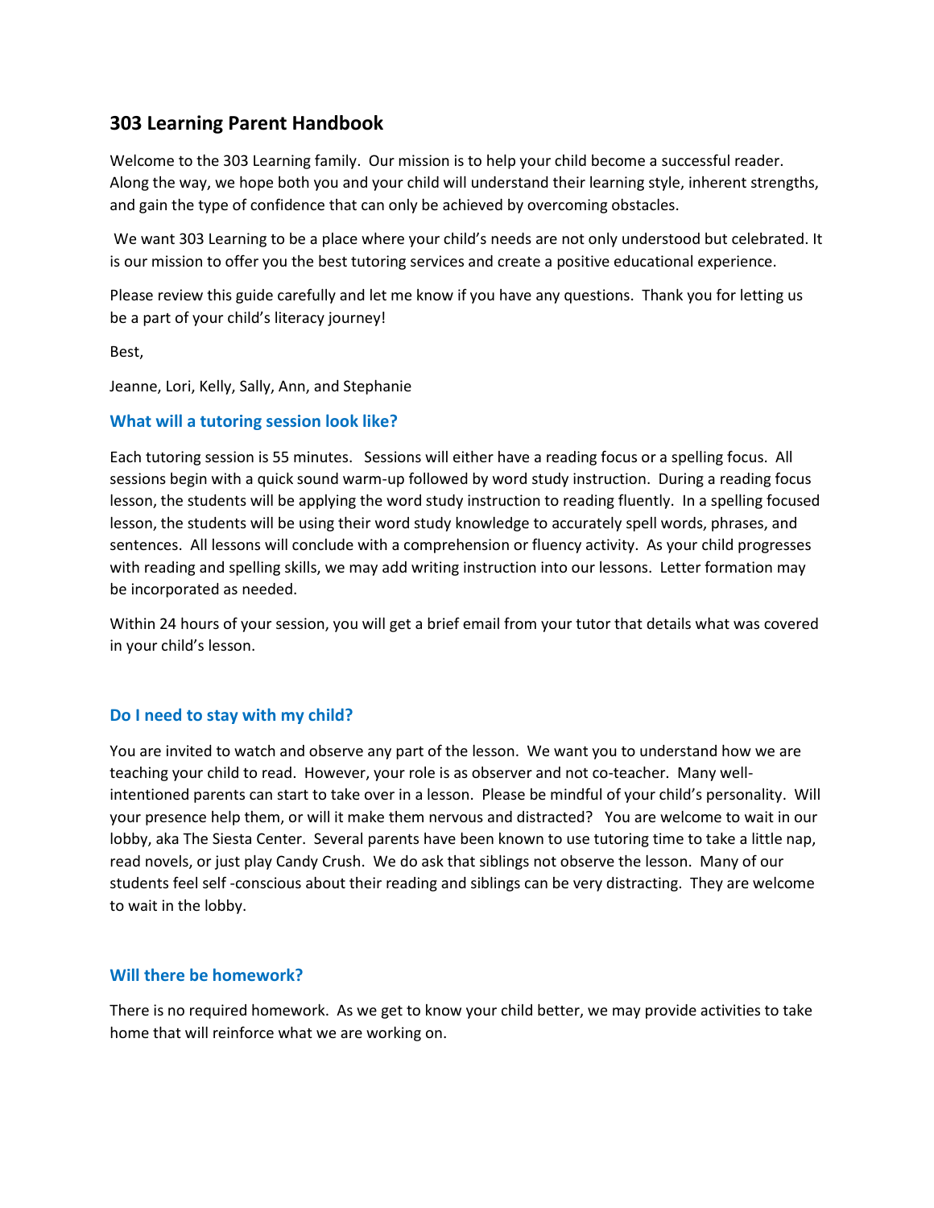# 303 Learning Parent Handbook

Welcome to the 303 Learning family. Our mission is to help your child become a successful reader. Along the way, we hope both you and your child will understand their learning style, inherent strengths, and gain the type of confidence that can only be achieved by overcoming obstacles.

We want 303 Learning to be a place where your child's needs are not only understood but celebrated. It is our mission to offer you the best tutoring services and create a positive educational experience.

Please review this guide carefully and let me know if you have any questions. Thank you for letting us be a part of your child's literacy journey!

Best,

Jeanne, Lori, Kelly, Sally, Ann, and Stephanie

## What will a tutoring session look like?

Each tutoring session is 55 minutes. Sessions will either have a reading focus or a spelling focus. All sessions begin with a quick sound warm-up followed by word study instruction. During a reading focus lesson, the students will be applying the word study instruction to reading fluently. In a spelling focused lesson, the students will be using their word study knowledge to accurately spell words, phrases, and sentences. All lessons will conclude with a comprehension or fluency activity. As your child progresses with reading and spelling skills, we may add writing instruction into our lessons. Letter formation may be incorporated as needed.

Within 24 hours of your session, you will get a brief email from your tutor that details what was covered in your child's lesson.

## Do I need to stay with my child?

You are invited to watch and observe any part of the lesson. We want you to understand how we are teaching your child to read. However, your role is as observer and not co-teacher. Many well-intentioned parents can start to take over in a lesson. Please be mindful of your child's personality. Will your presence help them, or will it make them nervous and distracted? You are welcome to wait in our lobby, aka The Siesta Center. Several parents have been known to use tutoring time to take a little nap, read novels, or just play Candy Crush. We do ask that siblings not observe the lesson. Many of our students feel self -conscious about their reading and siblings can be very distracting. They are welcome to wait in the lobby.

## Will there be homework?

There is no required homework. As we get to know your child better, we may provide activities to take home that will reinforce what we are working on.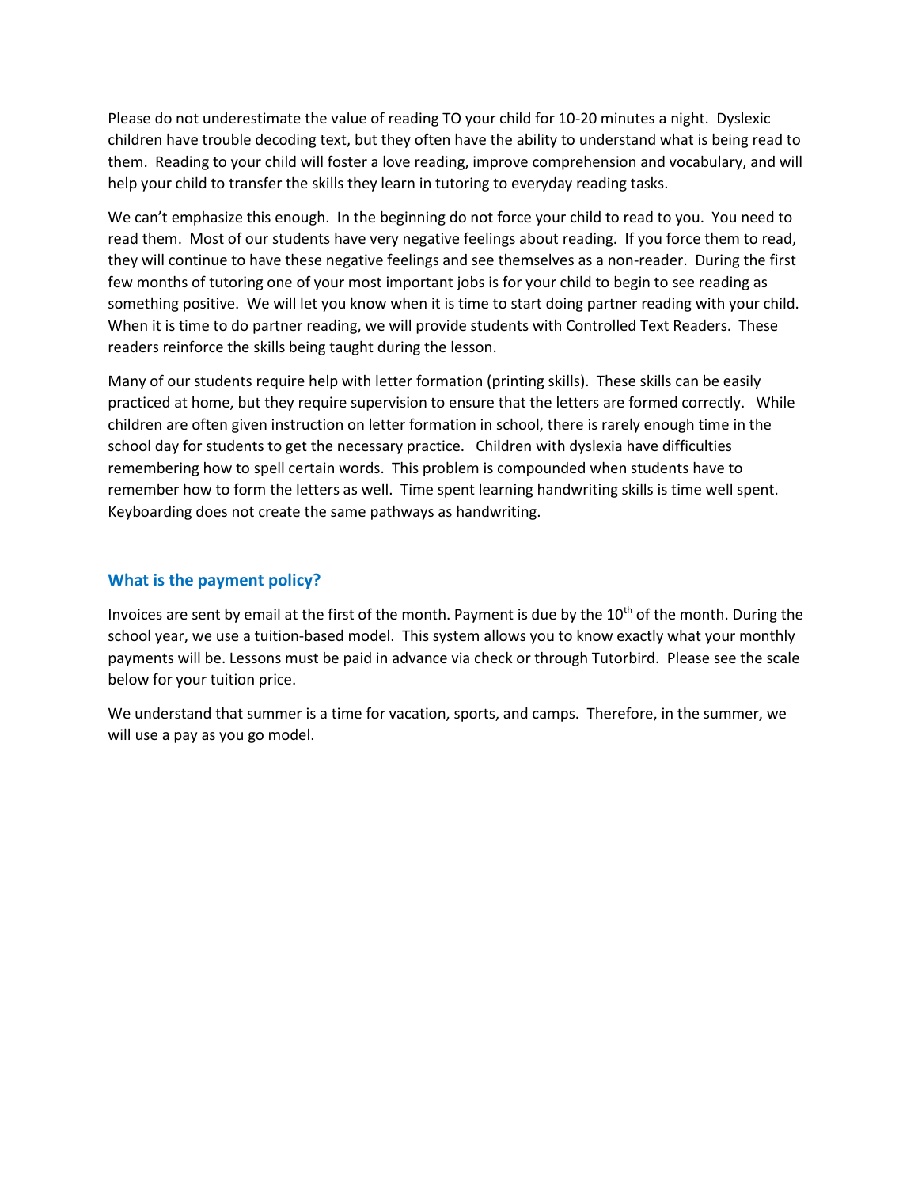Please do not underestimate the value of reading TO your child for 10-20 minutes a night. Dyslexic children have trouble decoding text, but they often have the ability to understand what is being read to them. Reading to your child will foster a love reading, improve comprehension and vocabulary, and will help your child to transfer the skills they learn in tutoring to everyday reading tasks.

We can't emphasize this enough. In the beginning do not force your child to read to you. You need to read them. Most of our students have very negative feelings about reading. If you force them to read, they will continue to have these negative feelings and see themselves as a non-reader. During the first few months of tutoring one of your most important jobs is for your child to begin to see reading as something positive. We will let you know when it is time to start doing partner reading with your child. When it is time to do partner reading, we will provide students with Controlled Text Readers. These readers reinforce the skills being taught during the lesson.

Many of our students require help with letter formation (printing skills). These skills can be easily practiced at home, but they require supervision to ensure that the letters are formed correctly. While children are often given instruction on letter formation in school, there is rarely enough time in the school day for students to get the necessary practice. Children with dyslexia have difficulties remembering how to spell certain words. This problem is compounded when students have to remember how to form the letters as well. Time spent learning handwriting skills is time well spent. Keyboarding does not create the same pathways as handwriting.

### What is the payment policy?

Invoices are sent by email at the first of the month. Payment is due by the 10th of the month. During the school year, we use a tuition-based model. This system allows you to know exactly what your monthly payments will be. Lessons must be paid in advance via check or through Tutorbird. Please see the scale below for your tuition price.

We understand that summer is a time for vacation, sports, and camps. Therefore, in the summer, we will use a pay as you go model.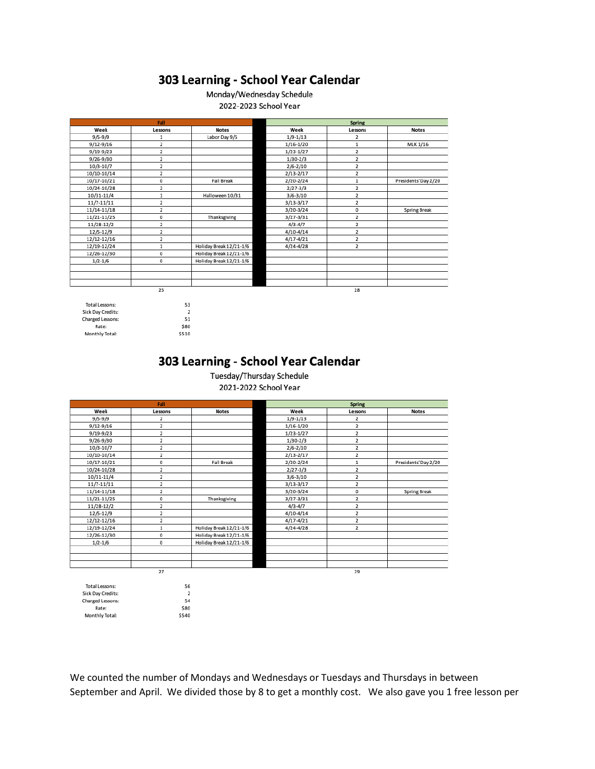# 303 Learning - School Year Calendar

Monday/Wednesday Schedule

2022-2023 School Year

| Fall | | | | Spring | | |
|---|---|---|---|---|---|---|
| Week | Lessons | Notes | | Week | Lessons | Notes |
| 9/5-9/9 | 1 | Labor Day 9/5 | | 1/9-1/13 | 2 | |
| 9/12-9/16 | 2 | | | 1/16-1/20 | 1 | MLK 1/16 |
| 9/19-9/23 | 2 | | | 1/23-1/27 | 2 | |
| 9/26-9/30 | 2 | | | 1/30-2/3 | 2 | |
| 10/3-10/7 | 2 | | | 2/6-2/10 | 2 | |
| 10/10-10/14 | 2 | | | 2/13-2/17 | 2 | |
| 10/17-10/21 | 0 | Fall Break | | 2/20-2/24 | 1 | Presidents' Day 2/20 |
| 10/24-10/28 | 2 | | | 2/27-3/3 | 2 | |
| 10/31-11/4 | 1 | Halloween 10/31 | | 3/6-3/10 | 2 | |
| 11/7-11/11 | 2 | | | 3/13-3/17 | 2 | |
| 11/14-11/18 | 2 | | | 3/20-3/24 | 0 | Spring Break |
| 11/21-11/25 | 0 | Thanksgiving | | 3/27-3/31 | 2 | |
| 11/28-12/2 | 2 | | | 4/3-4/7 | 2 | |
| 12/5-12/9 | 2 | | | 4/10-4/14 | 2 | |
| 12/12-12/16 | 2 | | | 4/17-4/21 | 2 | |
| 12/19-12/24 | 1 | Holiday Break 12/21-1/6 | | 4/24-4/28 | 2 | |
| 12/26-12/30 | 0 | Holiday Break 12/21-1/6 | | | | |
| 1/2-1/6 | 0 | Holiday Break 12/21-1/6 | | | | |
| | 25 | | | | 28 | |

| | |
|---|---|
| Total Lessons: | 53 |
| Sick Day Credits: | 2 |
| Charged Lessons: | 51 |
| Rate: | $80 |
| Monthly Total: | $510 |

# 303 Learning - School Year Calendar

Tuesday/Thursday Schedule

2021-2022 School Year

| Fall | | | | Spring | | |
|---|---|---|---|---|---|---|
| Week | Lessons | Notes | | Week | Lessons | Notes |
| 9/5-9/9 | 2 | | | 1/9-1/13 | 2 | |
| 9/12-9/16 | 2 | | | 1/16-1/20 | 2 | |
| 9/19-9/23 | 2 | | | 1/23-1/27 | 2 | |
| 9/26-9/30 | 2 | | | 1/30-2/3 | 2 | |
| 10/3-10/7 | 2 | | | 2/6-2/10 | 2 | |
| 10/10-10/14 | 2 | | | 2/13-2/17 | 2 | |
| 10/17-10/21 | 0 | Fall Break | | 2/20-2/24 | 1 | Presidents' Day 2/20 |
| 10/24-10/28 | 2 | | | 2/27-3/3 | 2 | |
| 10/31-11/4 | 2 | | | 3/6-3/10 | 2 | |
| 11/7-11/11 | 2 | | | 3/13-3/17 | 2 | |
| 11/14-11/18 | 2 | | | 3/20-3/24 | 0 | Spring Break |
| 11/21-11/25 | 0 | Thanksgiving | | 3/27-3/31 | 2 | |
| 11/28-12/2 | 2 | | | 4/3-4/7 | 2 | |
| 12/5-12/9 | 2 | | | 4/10-4/14 | 2 | |
| 12/12-12/16 | 2 | | | 4/17-4/21 | 2 | |
| 12/19-12/24 | 1 | Holiday Break 12/21-1/6 | | 4/24-4/28 | 2 | |
| 12/26-12/30 | 0 | Holiday Break 12/21-1/6 | | | | |
| 1/2-1/6 | 0 | Holiday Break 12/21-1/6 | | | | |
| | 27 | | | | 29 | |

| | |
|---|---|
| Total Lessons: | 56 |
| Sick Day Credits: | 2 |
| Charged Lessons: | 54 |
| Rate: | $80 |
| Monthly Total: | $540 |

We counted the number of Mondays and Wednesdays or Tuesdays and Thursdays in between September and April. We divided those by 8 to get a monthly cost. We also gave you 1 free lesson per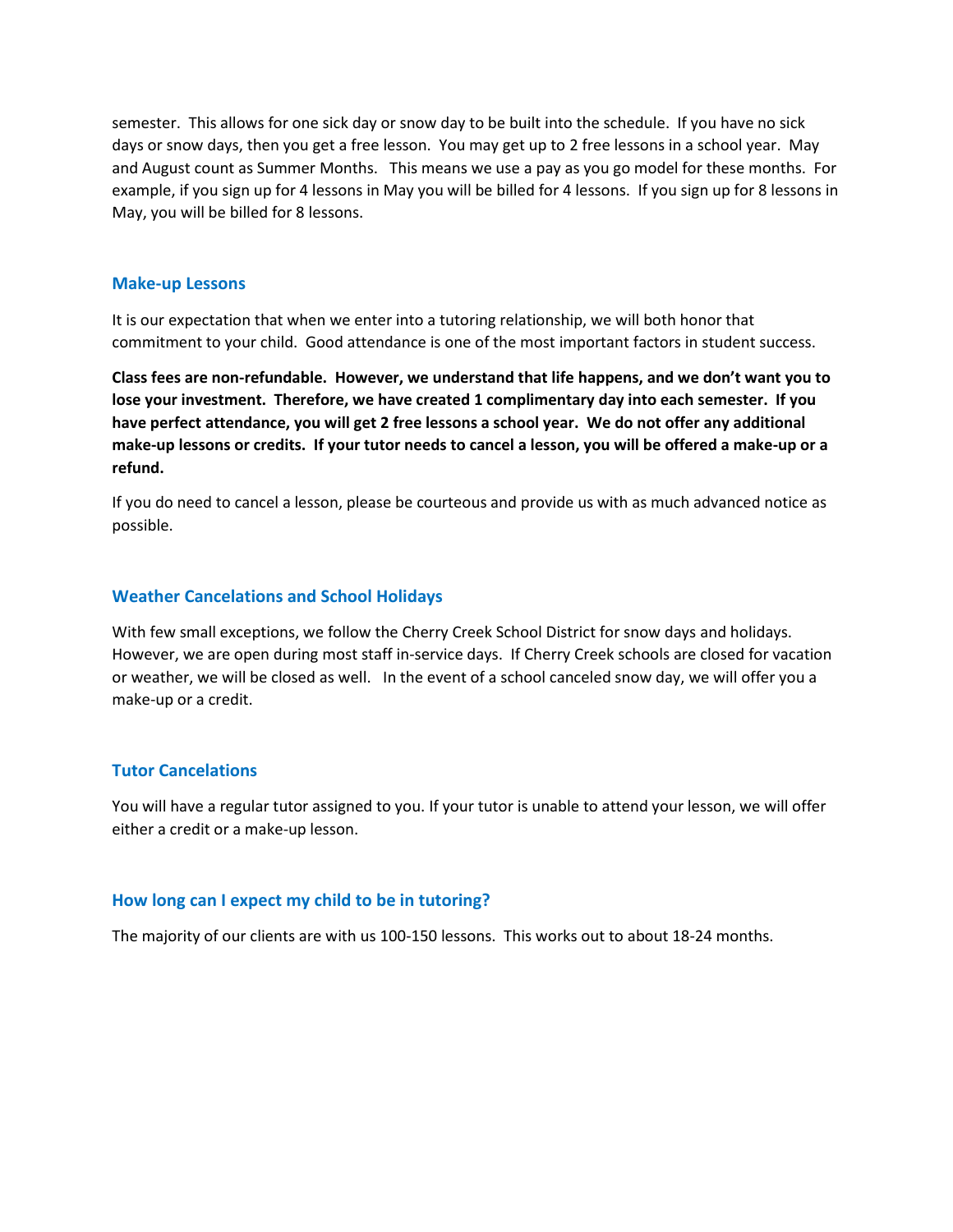semester. This allows for one sick day or snow day to be built into the schedule. If you have no sick days or snow days, then you get a free lesson. You may get up to 2 free lessons in a school year. May and August count as Summer Months. This means we use a pay as you go model for these months. For example, if you sign up for 4 lessons in May you will be billed for 4 lessons. If you sign up for 8 lessons in May, you will be billed for 8 lessons.

## Make-up Lessons

It is our expectation that when we enter into a tutoring relationship, we will both honor that commitment to your child. Good attendance is one of the most important factors in student success.

**Class fees are non-refundable. However, we understand that life happens, and we don't want you to lose your investment. Therefore, we have created 1 complimentary day into each semester. If you have perfect attendance, you will get 2 free lessons a school year. We do not offer any additional make-up lessons or credits. If your tutor needs to cancel a lesson, you will be offered a make-up or a refund.**

If you do need to cancel a lesson, please be courteous and provide us with as much advanced notice as possible.

## Weather Cancelations and School Holidays

With few small exceptions, we follow the Cherry Creek School District for snow days and holidays. However, we are open during most staff in-service days. If Cherry Creek schools are closed for vacation or weather, we will be closed as well. In the event of a school canceled snow day, we will offer you a make-up or a credit.

## Tutor Cancelations

You will have a regular tutor assigned to you. If your tutor is unable to attend your lesson, we will offer either a credit or a make-up lesson.

## How long can I expect my child to be in tutoring?

The majority of our clients are with us 100-150 lessons. This works out to about 18-24 months.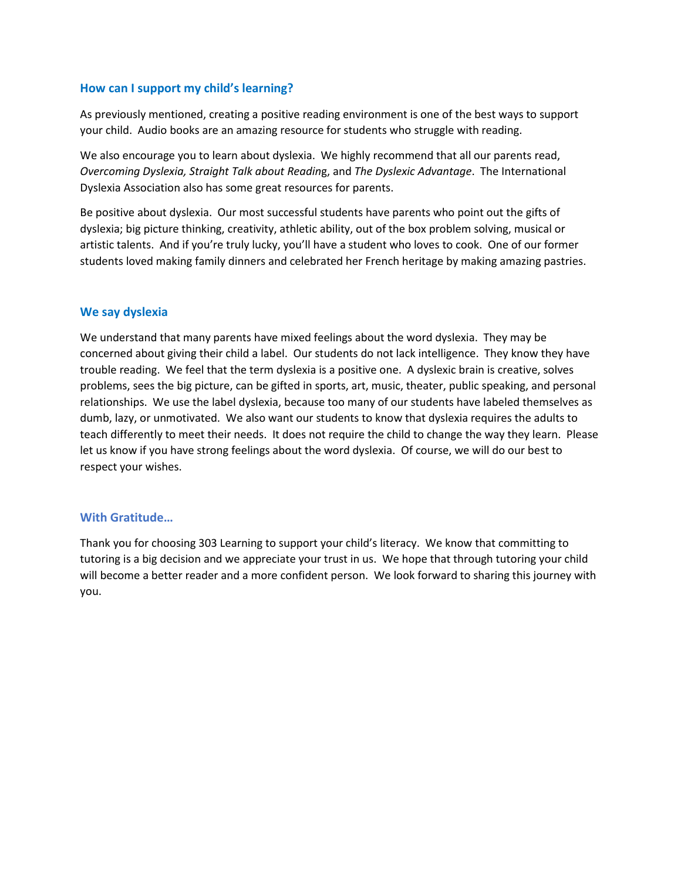## How can I support my child's learning?

As previously mentioned, creating a positive reading environment is one of the best ways to support your child. Audio books are an amazing resource for students who struggle with reading.

We also encourage you to learn about dyslexia. We highly recommend that all our parents read, *Overcoming Dyslexia, Straight Talk about Readin*g, and *The Dyslexic Advantage*. The International Dyslexia Association also has some great resources for parents.

Be positive about dyslexia. Our most successful students have parents who point out the gifts of dyslexia; big picture thinking, creativity, athletic ability, out of the box problem solving, musical or artistic talents. And if you're truly lucky, you'll have a student who loves to cook. One of our former students loved making family dinners and celebrated her French heritage by making amazing pastries.

## We say dyslexia

We understand that many parents have mixed feelings about the word dyslexia. They may be concerned about giving their child a label. Our students do not lack intelligence. They know they have trouble reading. We feel that the term dyslexia is a positive one. A dyslexic brain is creative, solves problems, sees the big picture, can be gifted in sports, art, music, theater, public speaking, and personal relationships. We use the label dyslexia, because too many of our students have labeled themselves as dumb, lazy, or unmotivated. We also want our students to know that dyslexia requires the adults to teach differently to meet their needs. It does not require the child to change the way they learn. Please let us know if you have strong feelings about the word dyslexia. Of course, we will do our best to respect your wishes.

## With Gratitude…

Thank you for choosing 303 Learning to support your child's literacy. We know that committing to tutoring is a big decision and we appreciate your trust in us. We hope that through tutoring your child will become a better reader and a more confident person. We look forward to sharing this journey with you.